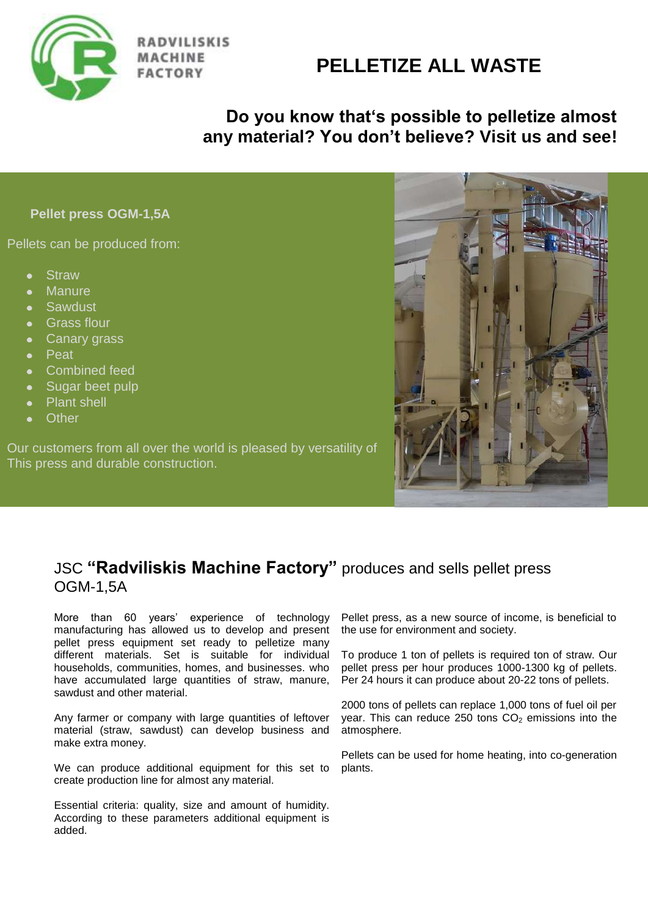RADVILISKIS MACHINE FACTORY

# PELLETIZE ALL WASTE

## Do you know that‘s possible to pelletize almost any material? You don’t believe? Visit us and see!

**Pellet press OGM-1,5A**

Pellets can be produced from:

- Straw
- Manure
- Sawdust
- Grass flour
- Canary grass
- Peat
- Combined feed
- Sugar beet pulp
- Plant shell
- Other

Our customers from all over the world is pleased by versatility of This press and durable construction.

## JSC **“Radviliskis Machine Factory”** produces and sells pellet press OGM-1,5A

More than 60 years’ experience of technology manufacturing has allowed us to develop and present pellet press equipment set ready to pelletize many different materials. Set is suitable for individual households, communities, homes, and businesses. who have accumulated large quantities of straw, manure, sawdust and other material.

Any farmer or company with large quantities of leftover material (straw, sawdust) can develop business and make extra money.

We can produce additional equipment for this set to create production line for almost any material.

Essential criteria: quality, size and amount of humidity. According to these parameters additional equipment is added.

Pellet press, as a new source of income, is beneficial to the use for environment and society.

To produce 1 ton of pellets is required ton of straw. Our pellet press per hour produces 1000-1300 kg of pellets. Per 24 hours it can produce about 20-22 tons of pellets.

2000 tons of pellets can replace 1,000 tons of fuel oil per year. This can reduce 250 tons $CO_2$ emissions into the atmosphere.

Pellets can be used for home heating, into co-generation plants.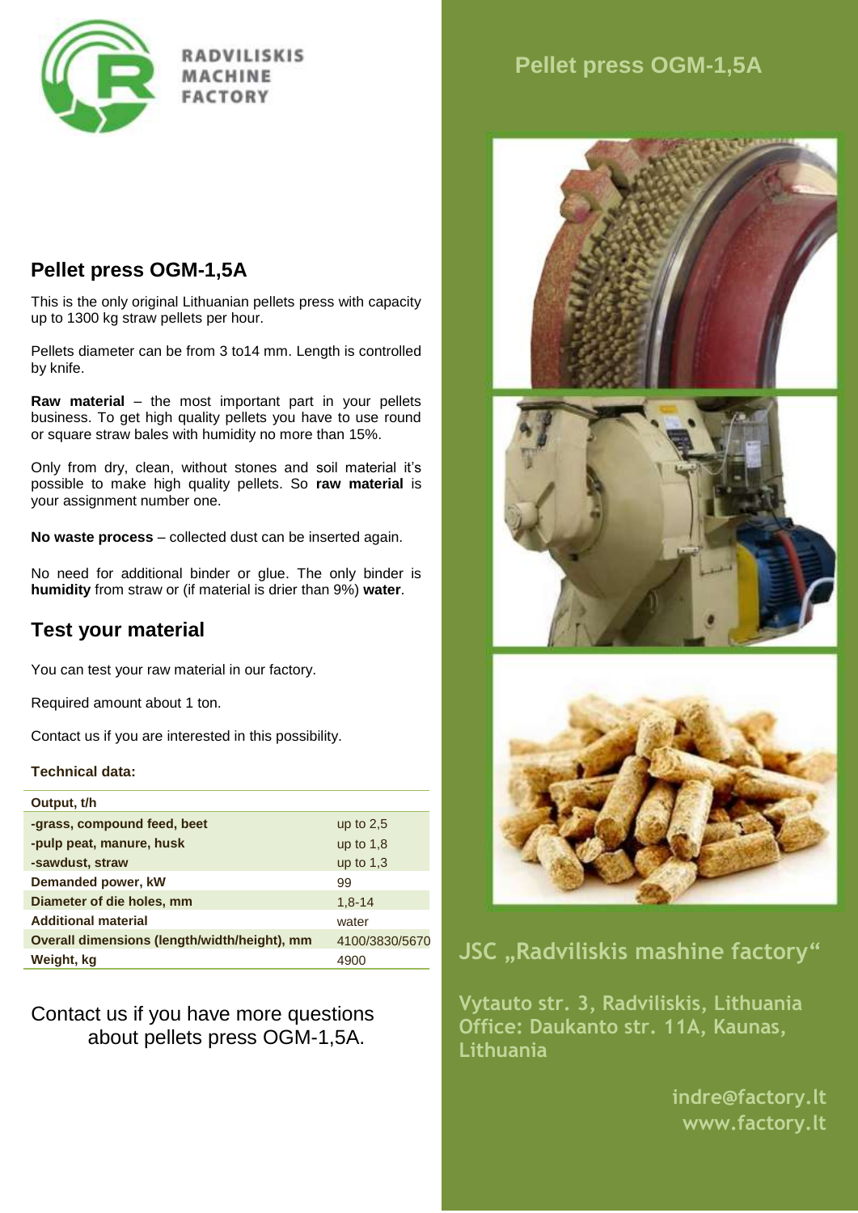RADVILISKIS MACHINE FACTORY

# Pellet press OGM-1,5A

## Pellet press OGM-1,5A

This is the only original Lithuanian pellets press with capacity up to 1300 kg straw pellets per hour.

Pellets diameter can be from 3 to14 mm. Length is controlled by knife.

**Raw material** – the most important part in your pellets business. To get high quality pellets you have to use round or square straw bales with humidity no more than 15%.

Only from dry, clean, without stones and soil material it's possible to make high quality pellets. So **raw material** is your assignment number one.

**No waste process** – collected dust can be inserted again.

No need for additional binder or glue. The only binder is **humidity** from straw or (if material is drier than 9%) **water**.

## Test your material

You can test your raw material in our factory.

Required amount about 1 ton.

Contact us if you are interested in this possibility.

**Technical data:**

| | |
|---|---|
| **Output, t/h** | |
| **-grass, compound feed, beet** | up to 2,5 |
| **-pulp peat, manure, husk** | up to 1,8 |
| **-sawdust, straw** | up to 1,3 |
| **Demanded power, kW** | 99 |
| **Diameter of die holes, mm** | 1,8-14 |
| **Additional material** | water |
| **Overall dimensions (length/width/height), mm** | 4100/3830/5670 |
| **Weight, kg** | 4900 |

Contact us if you have more questions about pellets press OGM-1,5A.

**JSC „Radviliskis mashine factory"**

Vytauto str. 3, Radviliskis, Lithuania
Office: Daukanto str. 11A, Kaunas, Lithuania

indre@factory.lt
www.factory.lt